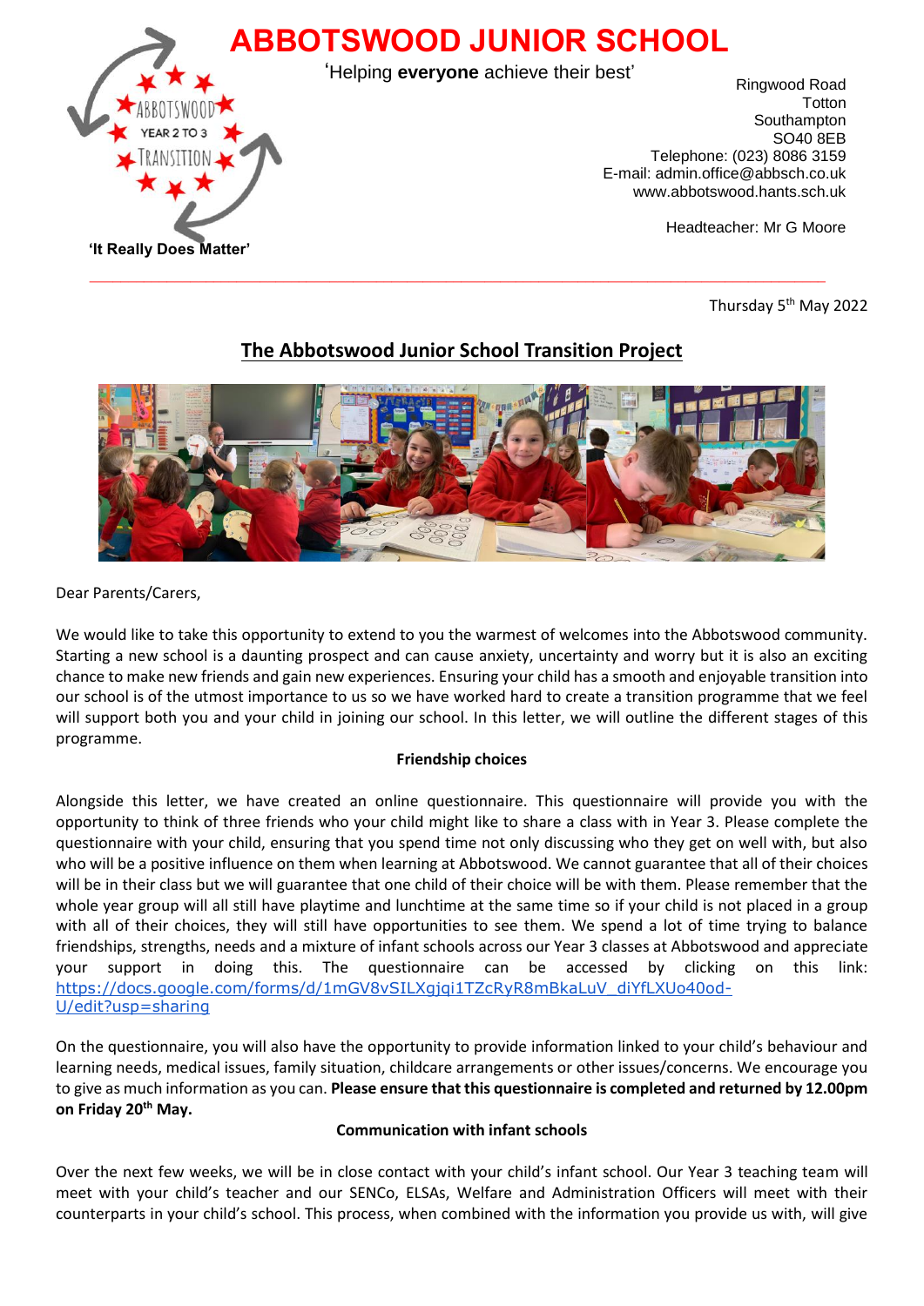# ABBOTSWOOD JUNIOR SCHOOL

'Helping **everyone** achieve their best'

ABBOTSWOOD YEAR 2 TO 3 TRANSITION

**'It Really Does Matter'**

Ringwood Road
Totton
Southampton
SO40 8EB
Telephone: (023) 8086 3159
E-mail: admin.office@abbsch.co.uk
www.abbotswood.hants.sch.uk

Headteacher: Mr G Moore

Thursday 5th May 2022

## The Abbotswood Junior School Transition Project

Dear Parents/Carers,

We would like to take this opportunity to extend to you the warmest of welcomes into the Abbotswood community. Starting a new school is a daunting prospect and can cause anxiety, uncertainty and worry but it is also an exciting chance to make new friends and gain new experiences. Ensuring your child has a smooth and enjoyable transition into our school is of the utmost importance to us so we have worked hard to create a transition programme that we feel will support both you and your child in joining our school. In this letter, we will outline the different stages of this programme.

**Friendship choices**

Alongside this letter, we have created an online questionnaire. This questionnaire will provide you with the opportunity to think of three friends who your child might like to share a class with in Year 3. Please complete the questionnaire with your child, ensuring that you spend time not only discussing who they get on well with, but also who will be a positive influence on them when learning at Abbotswood. We cannot guarantee that all of their choices will be in their class but we will guarantee that one child of their choice will be with them. Please remember that the whole year group will all still have playtime and lunchtime at the same time so if your child is not placed in a group with all of their choices, they will still have opportunities to see them. We spend a lot of time trying to balance friendships, strengths, needs and a mixture of infant schools across our Year 3 classes at Abbotswood and appreciate your support in doing this. The questionnaire can be accessed by clicking on this link: https://docs.google.com/forms/d/1mGV8vSILXgjqi1TZcRyR8mBkaLuV_diYfLXUo40od-U/edit?usp=sharing

On the questionnaire, you will also have the opportunity to provide information linked to your child's behaviour and learning needs, medical issues, family situation, childcare arrangements or other issues/concerns. We encourage you to give as much information as you can. **Please ensure that this questionnaire is completed and returned by 12.00pm on Friday 20th May.**

**Communication with infant schools**

Over the next few weeks, we will be in close contact with your child's infant school. Our Year 3 teaching team will meet with your child's teacher and our SENCo, ELSAs, Welfare and Administration Officers will meet with their counterparts in your child's school. This process, when combined with the information you provide us with, will give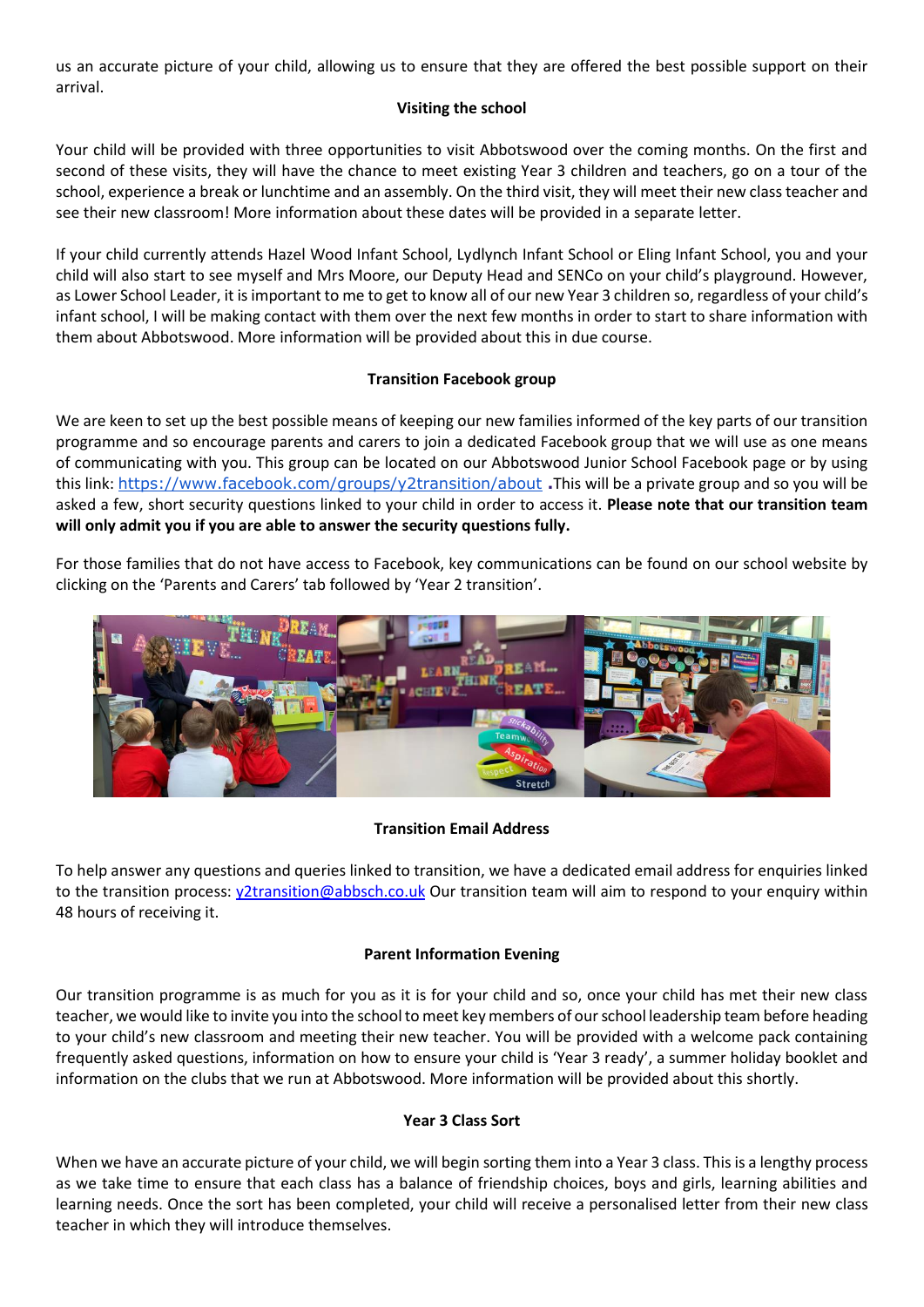us an accurate picture of your child, allowing us to ensure that they are offered the best possible support on their arrival.

**Visiting the school**

Your child will be provided with three opportunities to visit Abbotswood over the coming months. On the first and second of these visits, they will have the chance to meet existing Year 3 children and teachers, go on a tour of the school, experience a break or lunchtime and an assembly. On the third visit, they will meet their new class teacher and see their new classroom! More information about these dates will be provided in a separate letter.

If your child currently attends Hazel Wood Infant School, Lydlynch Infant School or Eling Infant School, you and your child will also start to see myself and Mrs Moore, our Deputy Head and SENCo on your child's playground. However, as Lower School Leader, it is important to me to get to know all of our new Year 3 children so, regardless of your child's infant school, I will be making contact with them over the next few months in order to start to share information with them about Abbotswood. More information will be provided about this in due course.

**Transition Facebook group**

We are keen to set up the best possible means of keeping our new families informed of the key parts of our transition programme and so encourage parents and carers to join a dedicated Facebook group that we will use as one means of communicating with you. This group can be located on our Abbotswood Junior School Facebook page or by using this link: https://www.facebook.com/groups/y2transition/about **.**This will be a private group and so you will be asked a few, short security questions linked to your child in order to access it. **Please note that our transition team will only admit you if you are able to answer the security questions fully.**

For those families that do not have access to Facebook, key communications can be found on our school website by clicking on the 'Parents and Carers' tab followed by 'Year 2 transition'.

**Transition Email Address**

To help answer any questions and queries linked to transition, we have a dedicated email address for enquiries linked to the transition process: y2transition@abbsch.co.uk Our transition team will aim to respond to your enquiry within 48 hours of receiving it.

**Parent Information Evening**

Our transition programme is as much for you as it is for your child and so, once your child has met their new class teacher, we would like to invite you into the school to meet key members of our school leadership team before heading to your child's new classroom and meeting their new teacher. You will be provided with a welcome pack containing frequently asked questions, information on how to ensure your child is 'Year 3 ready', a summer holiday booklet and information on the clubs that we run at Abbotswood. More information will be provided about this shortly.

**Year 3 Class Sort**

When we have an accurate picture of your child, we will begin sorting them into a Year 3 class. This is a lengthy process as we take time to ensure that each class has a balance of friendship choices, boys and girls, learning abilities and learning needs. Once the sort has been completed, your child will receive a personalised letter from their new class teacher in which they will introduce themselves.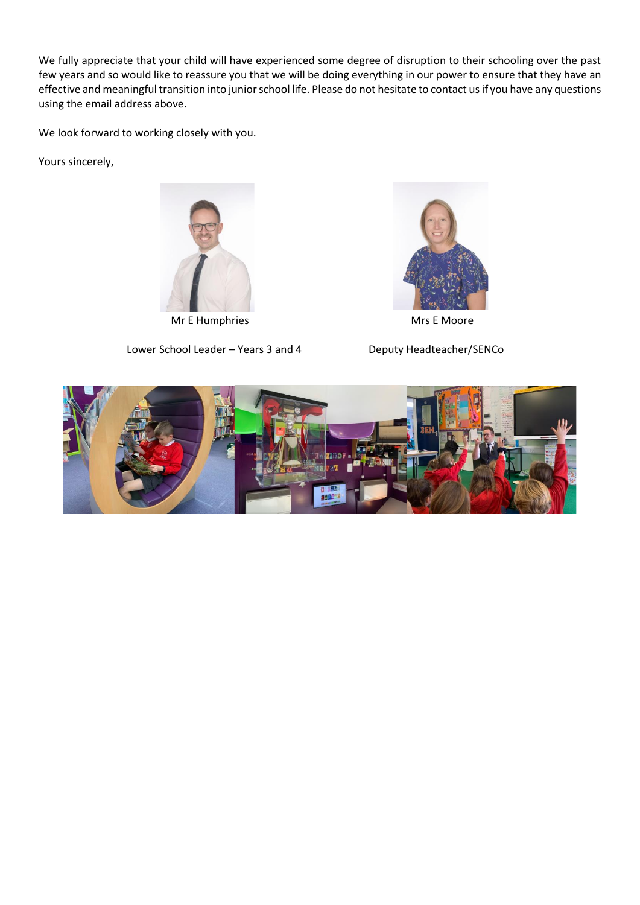We fully appreciate that your child will have experienced some degree of disruption to their schooling over the past few years and so would like to reassure you that we will be doing everything in our power to ensure that they have an effective and meaningful transition into junior school life. Please do not hesitate to contact us if you have any questions using the email address above.

We look forward to working closely with you.

Yours sincerely,

Mr E Humphries

Lower School Leader – Years 3 and 4

Mrs E Moore

Deputy Headteacher/SENCo